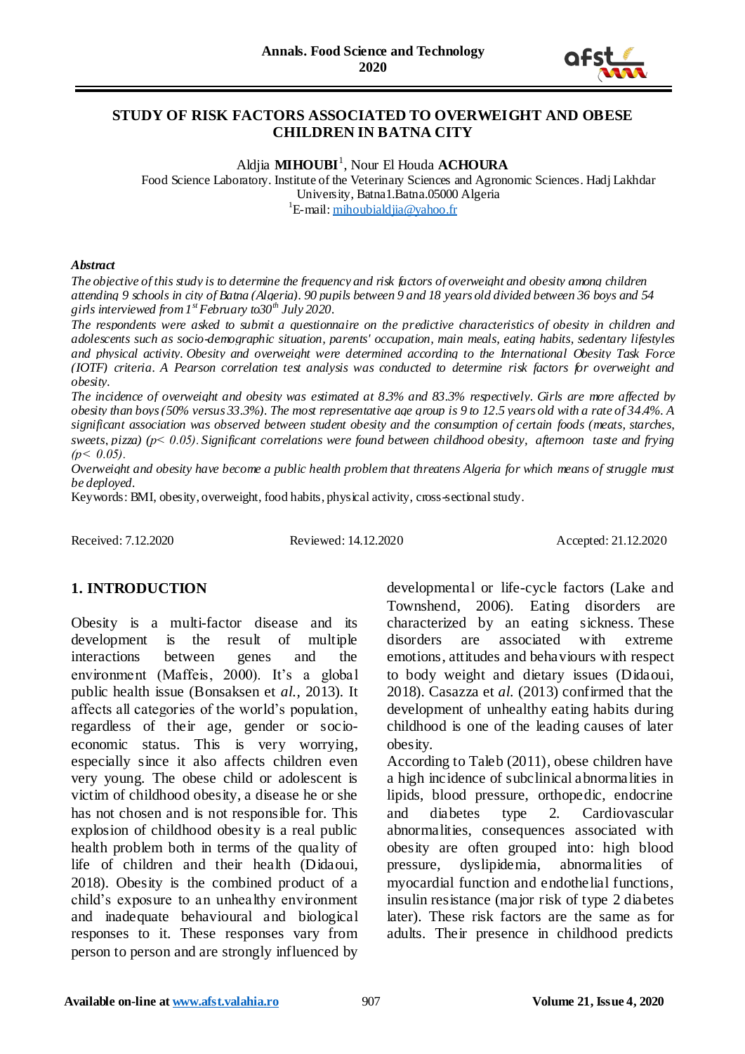# STUDY OF RISK FACTORS ASSOCIATED TO OVERWEIGHT AND OBESE CHILDREN IN BATNA CITY

Aldjia **MIHOUBI**[1], Nour El Houda **ACHOURA**

Food Science Laboratory. Institute of the Veterinary Sciences and Agronomic Sciences. Hadj Lakhdar University, Batna1.Batna.05000 Algeria

[1]E-mail: mihoubialdjia@yahoo.fr

### *Abstract*

*The objective of this study is to determine the frequency and risk factors of overweight and obesity among children attending 9 schools in city of Batna (Algeria). 90 pupils between 9 and 18 years old divided between 36 boys and 54 girls interviewed from 1st February to30th July 2020.*

*The respondents were asked to submit a questionnaire on the predictive characteristics of obesity in children and adolescents such as socio-demographic situation, parents' occupation, main meals, eating habits, sedentary lifestyles and physical activity. Obesity and overweight were determined according to the International Obesity Task Force (IOTF) criteria. A Pearson correlation test analysis was conducted to determine risk factors for overweight and obesity.*

*The incidence of overweight and obesity was estimated at 8.3% and 83.3% respectively. Girls are more affected by obesity than boys (50% versus 33.3%). The most representative age group is 9 to 12.5 years old with a rate of 34.4%. A significant association was observed between student obesity and the consumption of certain foods (meats, starches, sweets, pizza) ($p< 0.05$). Significant correlations were found between childhood obesity, afternoon taste and frying ($p< 0.05$).*

*Overweight and obesity have become a public health problem that threatens Algeria for which means of struggle must be deployed.*

Keywords: BMI, obesity, overweight, food habits, physical activity, cross-sectional study.

Received: 7.12.2020 Reviewed: 14.12.2020 Accepted: 21.12.2020

## 1. INTRODUCTION

Obesity is a multi-factor disease and its development is the result of multiple interactions between genes and the environment (Maffeis, 2000). It's a global public health issue (Bonsaksen et *al.,* 2013). It affects all categories of the world's population, regardless of their age, gender or socio-economic status. This is very worrying, especially since it also affects children even very young. The obese child or adolescent is victim of childhood obesity, a disease he or she has not chosen and is not responsible for. This explosion of childhood obesity is a real public health problem both in terms of the quality of life of children and their health (Didaoui, 2018). Obesity is the combined product of a child's exposure to an unhealthy environment and inadequate behavioural and biological responses to it. These responses vary from person to person and are strongly influenced by developmental or life-cycle factors (Lake and Townshend, 2006). Eating disorders are characterized by an eating sickness. These disorders are associated with extreme emotions, attitudes and behaviours with respect to body weight and dietary issues (Didaoui, 2018). Casazza et *al.* (2013) confirmed that the development of unhealthy eating habits during childhood is one of the leading causes of later obesity.

According to Taleb (2011), obese children have a high incidence of subclinical abnormalities in lipids, blood pressure, orthopedic, endocrine and diabetes type 2. Cardiovascular abnormalities, consequences associated with obesity are often grouped into: high blood pressure, dyslipidemia, abnormalities of myocardial function and endothelial functions, insulin resistance (major risk of type 2 diabetes later). These risk factors are the same as for adults. Their presence in childhood predicts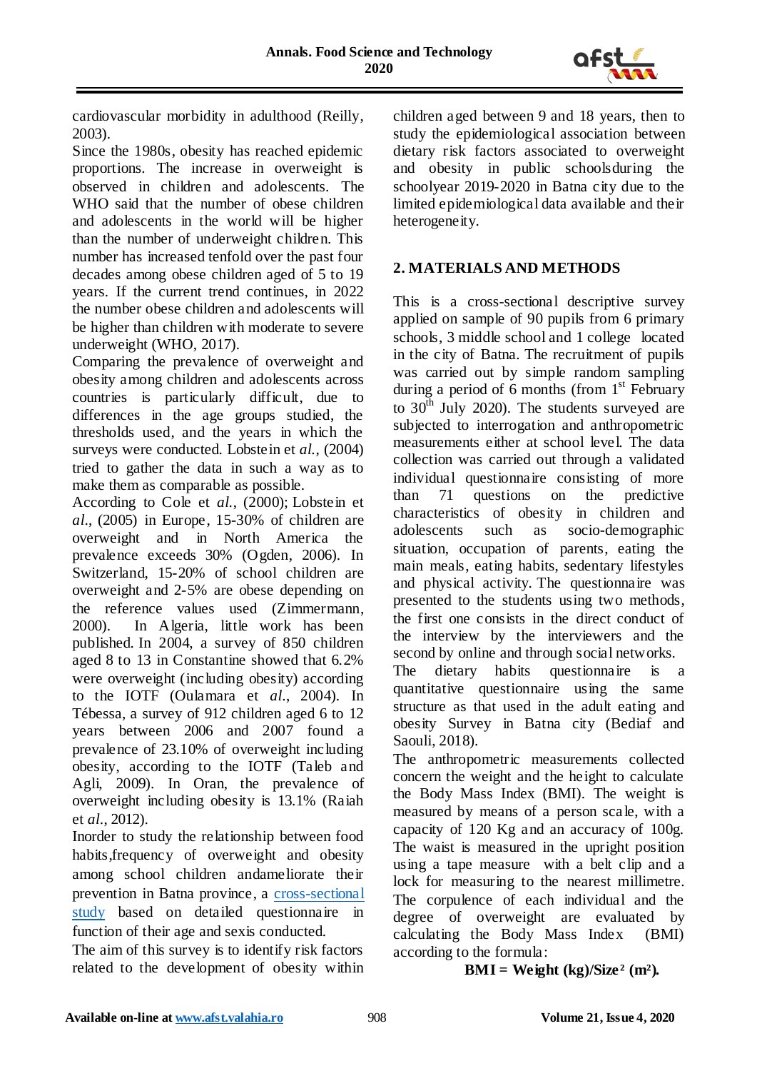cardiovascular morbidity in adulthood (Reilly, 2003).

Since the 1980s, obesity has reached epidemic proportions. The increase in overweight is observed in children and adolescents. The WHO said that the number of obese children and adolescents in the world will be higher than the number of underweight children. This number has increased tenfold over the past four decades among obese children aged of 5 to 19 years. If the current trend continues, in 2022 the number obese children and adolescents will be higher than children with moderate to severe underweight (WHO, 2017).

Comparing the prevalence of overweight and obesity among children and adolescents across countries is particularly difficult, due to differences in the age groups studied, the thresholds used, and the years in which the surveys were conducted. Lobstein et *al.*, (2004) tried to gather the data in such a way as to make them as comparable as possible.

According to Cole et *al.*, (2000); Lobstein et *al.*, (2005) in Europe, 15-30% of children are overweight and in North America the prevalence exceeds 30% (Ogden, 2006). In Switzerland, 15-20% of school children are overweight and 2-5% are obese depending on the reference values used (Zimmermann, 2000). In Algeria, little work has been published. In 2004, a survey of 850 children aged 8 to 13 in Constantine showed that 6.2% were overweight (including obesity) according to the IOTF (Oulamara et *al.*, 2004). In Tébessa, a survey of 912 children aged 6 to 12 years between 2006 and 2007 found a prevalence of 23.10% of overweight including obesity, according to the IOTF (Taleb and Agli, 2009). In Oran, the prevalence of overweight including obesity is 13.1% (Raiah et *al.*, 2012).

Inorder to study the relationship between food habits,frequency of overweight and obesity among school children andameliorate their prevention in Batna province, a cross-sectional study based on detailed questionnaire in function of their age and sexis conducted.

The aim of this survey is to identify risk factors related to the development of obesity within children aged between 9 and 18 years, then to study the epidemiological association between dietary risk factors associated to overweight and obesity in public schoolsduring the schoolyear 2019-2020 in Batna city due to the limited epidemiological data available and their heterogeneity.

## 2. MATERIALS AND METHODS

This is a cross-sectional descriptive survey applied on sample of 90 pupils from 6 primary schools, 3 middle school and 1 college located in the city of Batna. The recruitment of pupils was carried out by simple random sampling during a period of 6 months (from 1st February to 30th July 2020). The students surveyed are subjected to interrogation and anthropometric measurements either at school level. The data collection was carried out through a validated individual questionnaire consisting of more than 71 questions on the predictive characteristics of obesity in children and adolescents such as socio-demographic situation, occupation of parents, eating the main meals, eating habits, sedentary lifestyles and physical activity. The questionnaire was presented to the students using two methods, the first one consists in the direct conduct of the interview by the interviewers and the second by online and through social networks.

The dietary habits questionnaire is a quantitative questionnaire using the same structure as that used in the adult eating and obesity Survey in Batna city (Bediaf and Saouli, 2018).

The anthropometric measurements collected concern the weight and the height to calculate the Body Mass Index (BMI). The weight is measured by means of a person scale, with a capacity of 120 Kg and an accuracy of 100g. The waist is measured in the upright position using a tape measure with a belt clip and a lock for measuring to the nearest millimetre. The corpulence of each individual and the degree of overweight are evaluated by calculating the Body Mass Index (BMI) according to the formula:

$$\textbf{BMI} = \textbf{Weight (kg)/Size}^2\ \textbf{(m}^2\textbf{)}.$$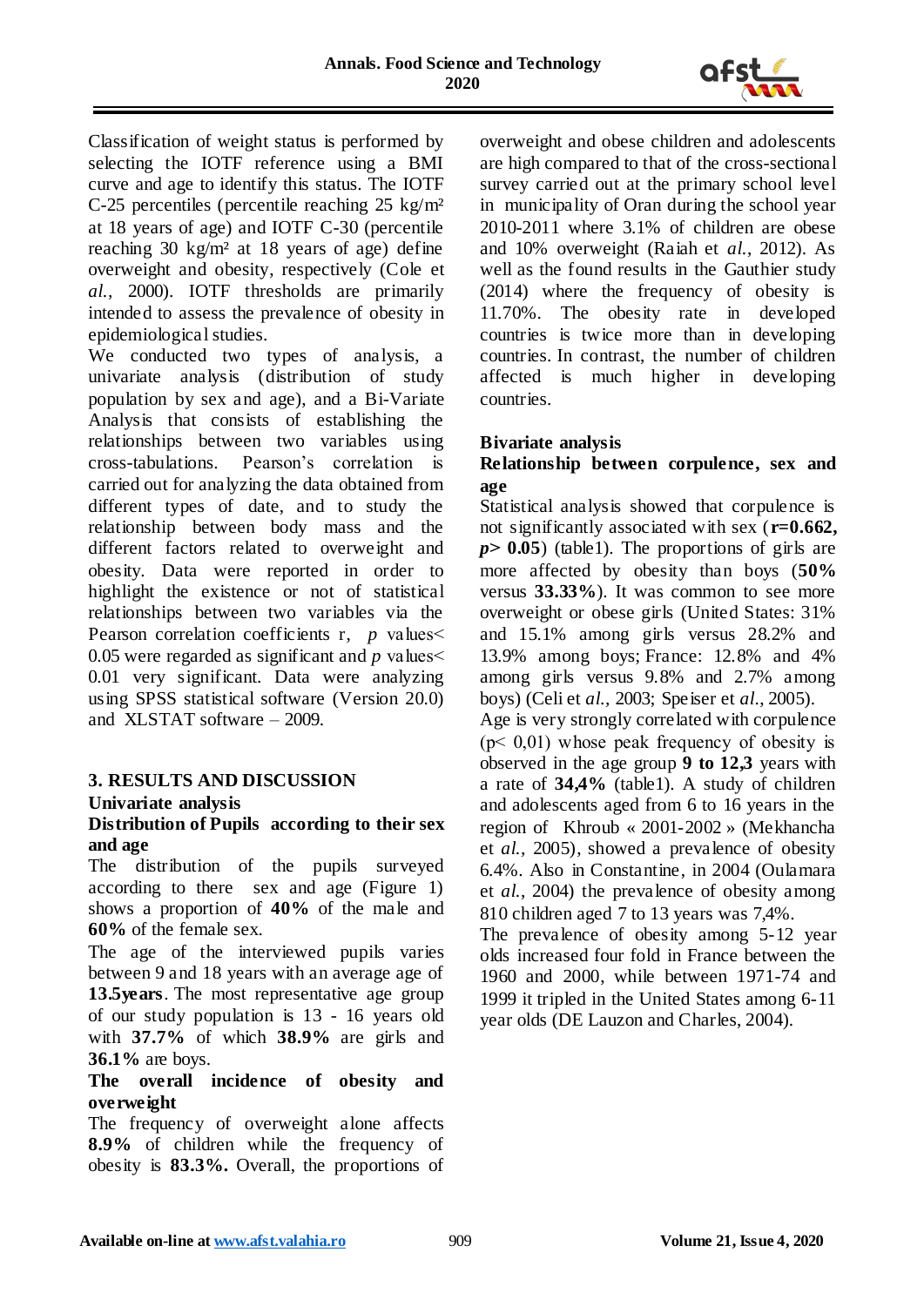Classification of weight status is performed by selecting the IOTF reference using a BMI curve and age to identify this status. The IOTF C-25 percentiles (percentile reaching 25 kg/m² at 18 years of age) and IOTF C-30 (percentile reaching 30 kg/m² at 18 years of age) define overweight and obesity, respectively (Cole et *al.,* 2000). IOTF thresholds are primarily intended to assess the prevalence of obesity in epidemiological studies.

We conducted two types of analysis, a univariate analysis (distribution of study population by sex and age), and a Bi-Variate Analysis that consists of establishing the relationships between two variables using cross-tabulations. Pearson's correlation is carried out for analyzing the data obtained from different types of date, and to study the relationship between body mass and the different factors related to overweight and obesity. Data were reported in order to highlight the existence or not of statistical relationships between two variables via the Pearson correlation coefficients r, *p* values< 0.05 were regarded as significant and *p* values< 0.01 very significant. Data were analyzing using SPSS statistical software (Version 20.0) and XLSTAT software – 2009.

## 3. RESULTS AND DISCUSSION

### Univariate analysis

#### Distribution of Pupils according to their sex and age

The distribution of the pupils surveyed according to there sex and age (Figure 1) shows a proportion of **40%** of the male and **60%** of the female sex.

The age of the interviewed pupils varies between 9 and 18 years with an average age of **13.5years**. The most representative age group of our study population is 13 - 16 years old with **37.7%** of which **38.9%** are girls and **36.1%** are boys.

#### The overall incidence of obesity and overweight

The frequency of overweight alone affects **8.9%** of children while the frequency of obesity is **83.3%.** Overall, the proportions of overweight and obese children and adolescents are high compared to that of the cross-sectional survey carried out at the primary school level in municipality of Oran during the school year 2010-2011 where 3.1% of children are obese and 10% overweight (Raiah et *al.*, 2012). As well as the found results in the Gauthier study (2014) where the frequency of obesity is 11.70%. The obesity rate in developed countries is twice more than in developing countries. In contrast, the number of children affected is much higher in developing countries.

### Bivariate analysis

#### Relationship between corpulence, sex and age

Statistical analysis showed that corpulence is not significantly associated with sex (**r=0.662,** ***p*> 0.05**) (table1). The proportions of girls are more affected by obesity than boys (**50%** versus **33.33%**). It was common to see more overweight or obese girls (United States: 31% and 15.1% among girls versus 28.2% and 13.9% among boys; France: 12.8% and 4% among girls versus 9.8% and 2.7% among boys) (Celi et *al.*, 2003; Speiser et *al.*, 2005).

Age is very strongly correlated with corpulence (p< 0,01) whose peak frequency of obesity is observed in the age group **9 to 12,3** years with a rate of **34,4%** (table1). A study of children and adolescents aged from 6 to 16 years in the region of Khroub « 2001-2002 » (Mekhancha et *al.*, 2005), showed a prevalence of obesity 6.4%. Also in Constantine, in 2004 (Oulamara et *al.*, 2004) the prevalence of obesity among 810 children aged 7 to 13 years was 7,4%.

The prevalence of obesity among 5-12 year olds increased four fold in France between the 1960 and 2000, while between 1971-74 and 1999 it tripled in the United States among 6-11 year olds (DE Lauzon and Charles, 2004).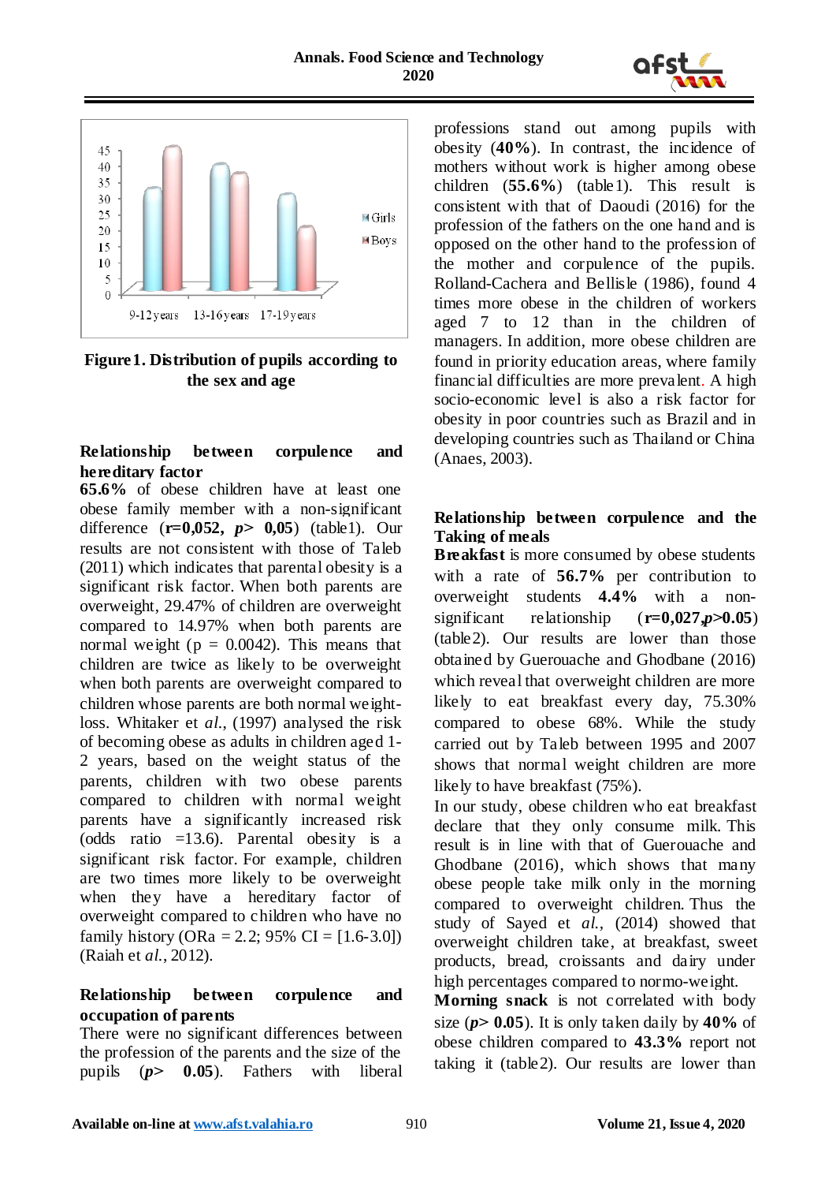Figure 1. Distribution of pupils according to the sex and age

### Relationship between corpulence and hereditary factor

**65.6%** of obese children have at least one obese family member with a non-significant difference (**r=0,052,** ***p*****> 0,05**) (table1). Our results are not consistent with those of Taleb (2011) which indicates that parental obesity is a significant risk factor. When both parents are overweight, 29.47% of children are overweight compared to 14.97% when both parents are normal weight (p = 0.0042). This means that children are twice as likely to be overweight when both parents are overweight compared to children whose parents are both normal weight-loss. Whitaker et *al.*, (1997) analysed the risk of becoming obese as adults in children aged 1-2 years, based on the weight status of the parents, children with two obese parents compared to children with normal weight parents have a significantly increased risk (odds ratio =13.6). Parental obesity is a significant risk factor. For example, children are two times more likely to be overweight when they have a hereditary factor of overweight compared to children who have no family history (ORa = 2.2; 95% CI = [1.6-3.0]) (Raiah et *al.*, 2012).

### Relationship between corpulence and occupation of parents

There were no significant differences between the profession of the parents and the size of the pupils (***p*****> 0.05**). Fathers with liberal professions stand out among pupils with obesity (**40%**). In contrast, the incidence of mothers without work is higher among obese children (**55.6%**) (table1). This result is consistent with that of Daoudi (2016) for the profession of the fathers on the one hand and is opposed on the other hand to the profession of the mother and corpulence of the pupils. Rolland-Cachera and Bellisle (1986), found 4 times more obese in the children of workers aged 7 to 12 than in the children of managers. In addition, more obese children are found in priority education areas, where family financial difficulties are more prevalent. A high socio-economic level is also a risk factor for obesity in poor countries such as Brazil and in developing countries such as Thailand or China (Anaes, 2003).

### Relationship between corpulence and the Taking of meals

**Breakfast** is more consumed by obese students with a rate of **56.7%** per contribution to overweight students **4.4%** with a non-significant relationship (**r=0,027,*****p*****>0.05**) (table2). Our results are lower than those obtained by Guerouache and Ghodbane (2016) which reveal that overweight children are more likely to eat breakfast every day, 75.30% compared to obese 68%. While the study carried out by Taleb between 1995 and 2007 shows that normal weight children are more likely to have breakfast (75%).

In our study, obese children who eat breakfast declare that they only consume milk. This result is in line with that of Guerouache and Ghodbane (2016), which shows that many obese people take milk only in the morning compared to overweight children. Thus the study of Sayed et *al.*, (2014) showed that overweight children take, at breakfast, sweet products, bread, croissants and dairy under high percentages compared to normo-weight.

**Morning snack** is not correlated with body size (***p*****> 0.05**). It is only taken daily by **40%** of obese children compared to **43.3%** report not taking it (table2). Our results are lower than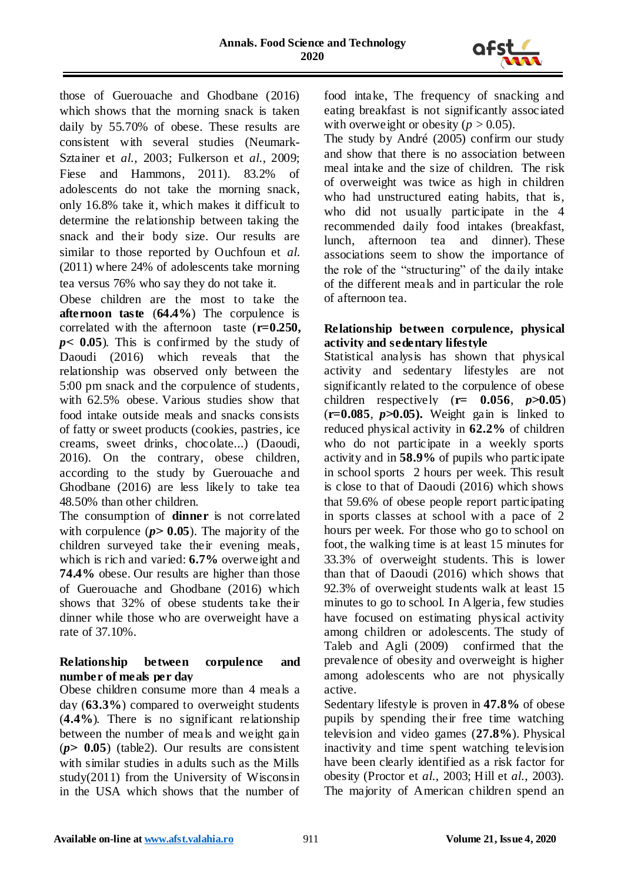those of Guerouache and Ghodbane (2016) which shows that the morning snack is taken daily by 55.70% of obese. These results are consistent with several studies (Neumark-Sztainer et *al.*, 2003; Fulkerson et *al.*, 2009; Fiese and Hammons, 2011). 83.2% of adolescents do not take the morning snack, only 16.8% take it, which makes it difficult to determine the relationship between taking the snack and their body size. Our results are similar to those reported by Ouchfoun et *al.* (2011) where 24% of adolescents take morning tea versus 76% who say they do not take it.

Obese children are the most to take the **afternoon taste** (**64.4%**) The corpulence is correlated with the afternoon taste (**$r=0.250$, $p< 0.05$**). This is confirmed by the study of Daoudi (2016) which reveals that the relationship was observed only between the 5:00 pm snack and the corpulence of students, with 62.5% obese. Various studies show that food intake outside meals and snacks consists of fatty or sweet products (cookies, pastries, ice creams, sweet drinks, chocolate...) (Daoudi, 2016). On the contrary, obese children, according to the study by Guerouache and Ghodbane (2016) are less likely to take tea 48.50% than other children.

The consumption of **dinner** is not correlated with corpulence (**$p> 0.05$**). The majority of the children surveyed take their evening meals, which is rich and varied: **6.7%** overweight and **74.4%** obese. Our results are higher than those of Guerouache and Ghodbane (2016) which shows that 32% of obese students take their dinner while those who are overweight have a rate of 37.10%.

**Relationship between corpulence and number of meals per day**

Obese children consume more than 4 meals a day (**63.3%**) compared to overweight students (**4.4%**). There is no significant relationship between the number of meals and weight gain (**$p> 0.05$**) (table2). Our results are consistent with similar studies in adults such as the Mills study(2011) from the University of Wisconsin in the USA which shows that the number of food intake, The frequency of snacking and eating breakfast is not significantly associated with overweight or obesity ($p > 0.05$).

The study by André (2005) confirm our study and show that there is no association between meal intake and the size of children. The risk of overweight was twice as high in children who had unstructured eating habits, that is, who did not usually participate in the 4 recommended daily food intakes (breakfast, lunch, afternoon tea and dinner). These associations seem to show the importance of the role of the "structuring" of the daily intake of the different meals and in particular the role of afternoon tea.

**Relationship between corpulence, physical activity and sedentary lifestyle**

Statistical analysis has shown that physical activity and sedentary lifestyles are not significantly related to the corpulence of obese children respectively (**$r= 0.056$, $p>0.05$**) (**$r=0.085$, $p>0.05$**). Weight gain is linked to reduced physical activity in **62.2%** of children who do not participate in a weekly sports activity and in **58.9%** of pupils who participate in school sports 2 hours per week. This result is close to that of Daoudi (2016) which shows that 59.6% of obese people report participating in sports classes at school with a pace of 2 hours per week. For those who go to school on foot, the walking time is at least 15 minutes for 33.3% of overweight students. This is lower than that of Daoudi (2016) which shows that 92.3% of overweight students walk at least 15 minutes to go to school. In Algeria, few studies have focused on estimating physical activity among children or adolescents. The study of Taleb and Agli (2009) confirmed that the prevalence of obesity and overweight is higher among adolescents who are not physically active.

Sedentary lifestyle is proven in **47.8%** of obese pupils by spending their free time watching television and video games (**27.8%**). Physical inactivity and time spent watching television have been clearly identified as a risk factor for obesity (Proctor et *al.*, 2003; Hill et *al.*, 2003). The majority of American children spend an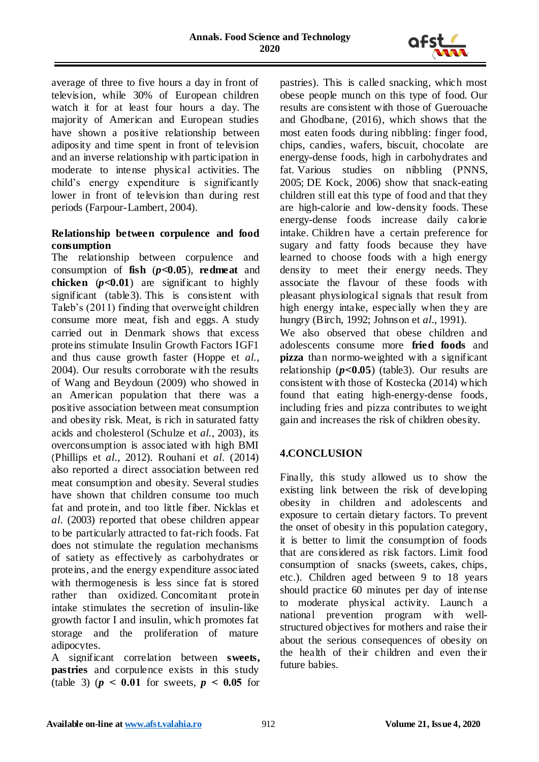average of three to five hours a day in front of television, while 30% of European children watch it for at least four hours a day. The majority of American and European studies have shown a positive relationship between adiposity and time spent in front of television and an inverse relationship with participation in moderate to intense physical activities. The child's energy expenditure is significantly lower in front of television than during rest periods (Farpour-Lambert, 2004).

**Relationship between corpulence and food consumption**

The relationship between corpulence and consumption of **fish** (***p*<0.05**), **redmeat** and **chicken** (***p*<0.01**) are significant to highly significant (table3). This is consistent with Taleb's (2011) finding that overweight children consume more meat, fish and eggs. A study carried out in Denmark shows that excess proteins stimulate Insulin Growth Factors IGF1 and thus cause growth faster (Hoppe et *al.*, 2004). Our results corroborate with the results of Wang and Beydoun (2009) who showed in an American population that there was a positive association between meat consumption and obesity risk. Meat, is rich in saturated fatty acids and cholesterol (Schulze et *al.*, 2003), its overconsumption is associated with high BMI (Phillips et *al.*, 2012). Rouhani et *al.* (2014) also reported a direct association between red meat consumption and obesity. Several studies have shown that children consume too much fat and protein, and too little fiber. Nicklas et *al.* (2003) reported that obese children appear to be particularly attracted to fat-rich foods. Fat does not stimulate the regulation mechanisms of satiety as effectively as carbohydrates or proteins, and the energy expenditure associated with thermogenesis is less since fat is stored rather than oxidized. Concomitant protein intake stimulates the secretion of insulin-like growth factor I and insulin, which promotes fat storage and the proliferation of mature adipocytes.

A significant correlation between **sweets, pastries** and corpulence exists in this study (table 3) (***p* < 0.01** for sweets, ***p* < 0.05** for pastries). This is called snacking, which most obese people munch on this type of food. Our results are consistent with those of Guerouache and Ghodbane, (2016), which shows that the most eaten foods during nibbling: finger food, chips, candies, wafers, biscuit, chocolate are energy-dense foods, high in carbohydrates and fat. Various studies on nibbling (PNNS, 2005; DE Kock, 2006) show that snack-eating children still eat this type of food and that they are high-calorie and low-density foods. These energy-dense foods increase daily calorie intake. Children have a certain preference for sugary and fatty foods because they have learned to choose foods with a high energy density to meet their energy needs. They associate the flavour of these foods with pleasant physiological signals that result from high energy intake, especially when they are hungry (Birch, 1992; Johnson et *al.*, 1991).

We also observed that obese children and adolescents consume more **fried foods** and **pizza** than normo-weighted with a significant relationship (***p*<0.05**) (table3). Our results are consistent with those of Kostecka (2014) which found that eating high-energy-dense foods, including fries and pizza contributes to weight gain and increases the risk of children obesity.

## 4.CONCLUSION

Finally, this study allowed us to show the existing link between the risk of developing obesity in children and adolescents and exposure to certain dietary factors. To prevent the onset of obesity in this population category, it is better to limit the consumption of foods that are considered as risk factors. Limit food consumption of snacks (sweets, cakes, chips, etc.). Children aged between 9 to 18 years should practice 60 minutes per day of intense to moderate physical activity. Launch a national prevention program with well-structured objectives for mothers and raise their about the serious consequences of obesity on the health of their children and even their future babies.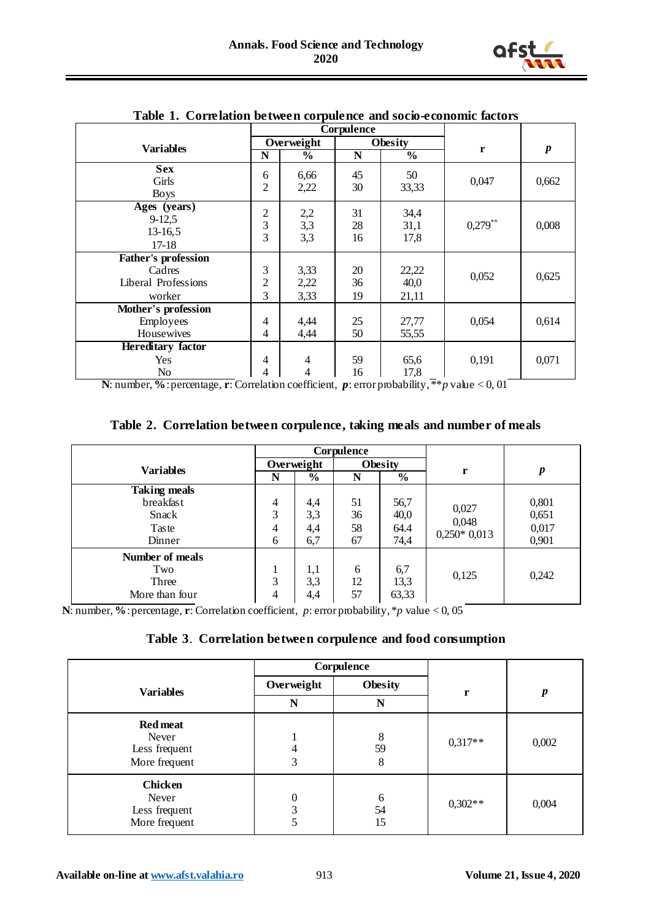**Table 1. Correlation between corpulence and socio-economic factors**

| Variables | Corpulence | | | | r | *p* |
|---|---|---|---|---|---|---|
| | Overweight | | Obesity | | | |
| | N | % | N | % | | |
| **Sex** | | | | | 0,047 | 0,662 |
| Girls | 6 | 6,66 | 45 | 50 | | |
| Boys | 2 | 2,22 | 30 | 33,33 | | |
| **Ages (years)** | | | | | $0{,}279^{**}$ | 0,008 |
| 9-12,5 | 2 | 2,2 | 31 | 34,4 | | |
| 13-16,5 | 3 | 3,3 | 28 | 31,1 | | |
| 17-18 | 3 | 3,3 | 16 | 17,8 | | |
| **Father's profession** | | | | | 0,052 | 0,625 |
| Cadres | 3 | 3,33 | 20 | 22,22 | | |
| Liberal Professions | 2 | 2,22 | 36 | 40,0 | | |
| worker | 3 | 3,33 | 19 | 21,11 | | |
| **Mother's profession** | | | | | 0,054 | 0,614 |
| Employees | 4 | 4,44 | 25 | 27,77 | | |
| Housewives | 4 | 4,44 | 50 | 55,55 | | |
| **Hereditary factor** | | | | | 0,191 | 0,071 |
| Yes | 4 | 4 | 59 | 65,6 | | |
| No | 4 | 4 | 16 | 17,8 | | |

**N**: number, **%**: percentage, **r**: Correlation coefficient, ***p***: error probability, ***p* value < 0, 01

**Table 2. Correlation between corpulence, taking meals and number of meals**

| Variables | Corpulence | | | | r | *p* |
|---|---|---|---|---|---|---|
| | Overweight | | Obesity | | | |
| | N | % | N | % | | |
| **Taking meals** | | | | | | |
| breakfast | 4 | 4,4 | 51 | 56,7 | 0,027 | 0,801 |
| Snack | 3 | 3,3 | 36 | 40,0 | 0,048 | 0,651 |
| Taste | 4 | 4,4 | 58 | 64.4 | 0,250* | 0,017 |
| Dinner | 6 | 6,7 | 67 | 74,4 | 0,013 | 0,901 |
| **Number of meals** | | | | | 0,125 | 0,242 |
| Two | 1 | 1,1 | 6 | 6,7 | | |
| Three | 3 | 3,3 | 12 | 13,3 | | |
| More than four | 4 | 4,4 | 57 | 63,33 | | |

**N**: number, **%**: percentage, **r**: Correlation coefficient, *p*: error probability, **p* value < 0, 05

**Table 3. Correlation between corpulence and food consumption**

| Variables | Corpulence | | r | *p* |
|---|---|---|---|---|
| | Overweight | Obesity | | |
| | N | N | | |
| **Red meat** | | | 0,317** | 0,002 |
| Never | 1 | 8 | | |
| Less frequent | 4 | 59 | | |
| More frequent | 3 | 8 | | |
| **Chicken** | | | 0,302** | 0,004 |
| Never | 0 | 6 | | |
| Less frequent | 3 | 54 | | |
| More frequent | 5 | 15 | | |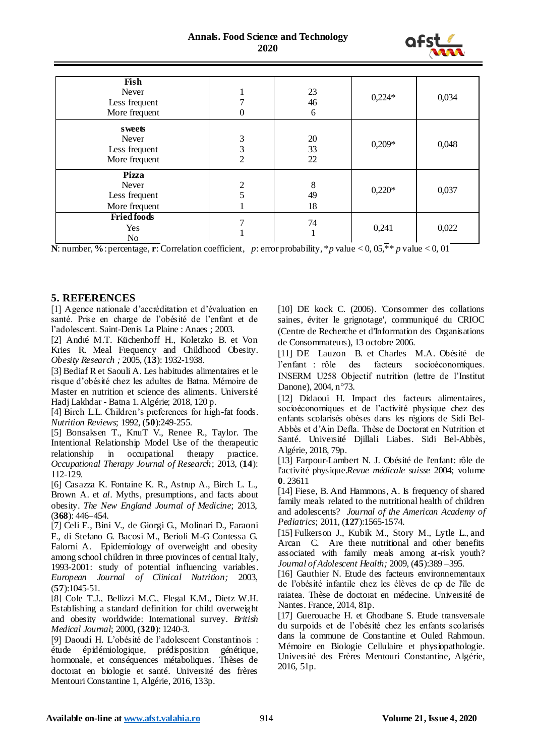| | | | | |
|---|---|---|---|---|
| **Fish**<br>Never<br>Less frequent<br>More frequent | 1<br>7<br>0 | 23<br>46<br>6 | 0,224* | 0,034 |
| **sweets**<br>Never<br>Less frequent<br>More frequent | 3<br>3<br>2 | 20<br>33<br>22 | 0,209* | 0,048 |
| **Pizza**<br>Never<br>Less frequent<br>More frequent | 2<br>5<br>1 | 8<br>49<br>18 | 0,220* | 0,037 |
| **Fried foods**<br>Yes<br>No | 7<br>1 | 74<br>1 | 0,241 | 0,022 |

**N**: number, **%**: percentage, **r**: Correlation coefficient, *p*: error probability, \**p* value < 0, 05,\*\* *p* value < 0, 01

## 5. REFERENCES

[1] Agence nationale d'accréditation et d'évaluation en santé. Prise en charge de l'obésité de l'enfant et de l'adolescent. Saint-Denis La Plaine : Anaes ; 2003.

[2] André M.T. Küchenhoff H., Koletzko B. et Von Kries R. Meal Frequency and Childhood Obesity. *Obesity Research ;* 2005, (**13**): 1932-1938.

[3] Bediaf R et Saouli A. Les habitudes alimentaires et le risque d'obésité chez les adultes de Batna. Mémoire de Master en nutrition et science des aliments. Université Hadj Lakhdar - Batna 1. Algérie; 2018, 120 p.

[4] Birch L.L. Children's preferences for high-fat foods. *Nutrition Reviews*; 1992, (**50**):249-255.

[5] Bonsaksen T., KnuT V., Renee R., Taylor. The Intentional Relationship Model Use of the therapeutic relationship in occupational therapy practice. *Occupational Therapy Journal of Research*; 2013, (**14**): 112-129.

[6] Casazza K. Fontaine K. R., Astrup A., Birch L. L., Brown A. et *al*. Myths, presumptions, and facts about obesity. *The New England Journal of Medicine*; 2013, (**368**): 446–454.

[7] Celi F., Bini V., de Giorgi G., Molinari D., Faraoni F., di Stefano G. Bacosi M., Berioli M-G Contessa G. Falorni A. Epidemiology of overweight and obesity among school children in three provinces of central Italy, 1993-2001: study of potential influencing variables. *European Journal of Clinical Nutrition;* 2003, (**57**):1045-51.

[8] Cole T.J., Bellizzi M.C., Flegal K.M., Dietz W.H. Establishing a standard definition for child overweight and obesity worldwide: International survey. *British Medical Journal*; 2000, (**320**): 1240-3.

[9] Daoudi H. L'obésité de l'adolescent Constantinois : étude épidémiologique, prédisposition génétique, hormonale, et conséquences métaboliques. Thèses de doctorat en biologie et santé. Université des frères Mentouri Constantine 1, Algérie, 2016, 133p.

[10] DE kock C. (2006). 'Consommer des collations saines, éviter le grignotage', communiqué du CRIOC (Centre de Recherche et d'Information des Organisations de Consommateurs), 13 octobre 2006.

[11] DE Lauzon B. et Charles M.A. Obésité de l'enfant : rôle des facteurs socioéconomiques. INSERM U258 Objectif nutrition (lettre de l'Institut Danone), 2004, n°73.

[12] Didaoui H. Impact des facteurs alimentaires, socioéconomiques et de l'activité physique chez des enfants scolarisés obèses dans les régions de Sidi Bel-Abbès et d'Ain Defla. Thèse de Doctorat en Nutrition et Santé. Université Djillali Liabes. Sidi Bel-Abbès, Algérie, 2018, 79p.

[13] Farpour-Lambert N. J. Obésité de l'enfant: rôle de l'activité physique.*Revue médicale suisse* 2004; volume **0**. 23611

[14] Fiese, B. And Hammons, A. Is frequency of shared family meals related to the nutritional health of children and adolescents? *Journal of the American Academy of Pediatrics*; 2011, (**127**):1565-1574.

[15] Fulkerson J., Kubik M., Story M., Lytle L., and Arcan C. Are there nutritional and other benefits associated with family meals among at-risk youth? *Journal of Adolescent Health;* 2009, (**45**):389 –395.

[16] Gauthier N. Etude des facteurs environnementaux de l'obésité infantile chez les élèves de cp de l'île de raiatea. Thèse de doctorat en médecine. Université de Nantes. France, 2014, 81p.

[17] Guerouache H. et Ghodbane S. Etude transversale du surpoids et de l'obésité chez les enfants scolarisés dans la commune de Constantine et Ouled Rahmoun. Mémoire en Biologie Cellulaire et physiopathologie. Université des Frères Mentouri Constantine, Algérie, 2016, 51p.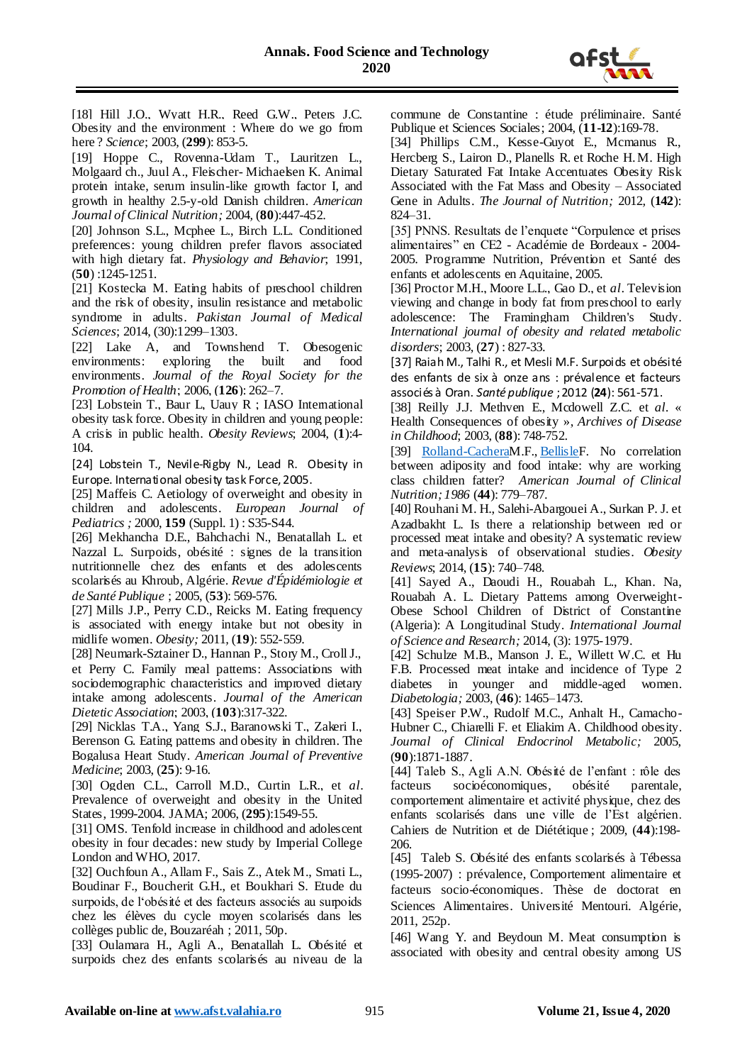[18] Hill J.O., Wyatt H.R., Reed G.W., Peters J.C. Obesity and the environment : Where do we go from here ? *Science*; 2003, (**299**): 853-5.

[19] Hoppe C., Rovenna-Udam T., Lauritzen L., Molgaard ch., Juul A., Fleischer- Michaelsen K. Animal protein intake, serum insulin-like growth factor I, and growth in healthy 2.5-y-old Danish children. *American Journal of Clinical Nutrition;* 2004, (**80**):447-452.

[20] Johnson S.L., Mcphee L., Birch L.L. Conditioned preferences: young children prefer flavors associated with high dietary fat. *Physiology and Behavior*; 1991, (**50**) :1245-1251.

[21] Kostecka M. Eating habits of preschool children and the risk of obesity, insulin resistance and metabolic syndrome in adults. *Pakistan Journal of Medical Sciences*; 2014, (30):1299–1303.

[22] Lake A, and Townshend T. Obesogenic environments: exploring the built and food environments. *Journal of the Royal Society for the Promotion of Health*; 2006, (**126**): 262–7.

[23] Lobstein T., Baur L, Uauy R ; IASO International obesity task force. Obesity in children and young people: A crisis in public health. *Obesity Reviews*; 2004, (**1**):4-104.

[24] Lobstein T., Nevile-Rigby N., Lead R. Obesity in Europe. International obesity task Force, 2005.

[25] Maffeis C. Aetiology of overweight and obesity in children and adolescents. *European Journal of Pediatrics ;* 2000, **159** (Suppl. 1) : S35-S44.

[26] Mekhancha D.E., Bahchachi N., Benatallah L. et Nazzal L. Surpoids, obésité : signes de la transition nutritionnelle chez des enfants et des adolescents scolarisés au Khroub, Algérie. *Revue d'Épidémiologie et de Santé Publique* ; 2005, (**53**): 569-576.

[27] Mills J.P., Perry C.D., Reicks M. Eating frequency is associated with energy intake but not obesity in midlife women. *Obesity;* 2011, (**19**): 552-559.

[28] Neumark-Sztainer D., Hannan P., Story M., Croll J., et Perry C. Family meal patterns: Associations with sociodemographic characteristics and improved dietary intake among adolescents. *Journal of the American Dietetic Association*; 2003, (**103**):317-322.

[29] Nicklas T.A., Yang S.J., Baranowski T., Zakeri I., Berenson G. Eating patterns and obesity in children. The Bogalusa Heart Study. *American Journal of Preventive Medicine*; 2003, (**25**): 9-16.

[30] Ogden C.L., Carroll M.D., Curtin L.R., et *al*. Prevalence of overweight and obesity in the United States, 1999-2004. JAMA; 2006, (**295**):1549-55.

[31] OMS. Tenfold increase in childhood and adolescent obesity in four decades: new study by Imperial College London and WHO, 2017.

[32] Ouchfoun A., Allam F., Sais Z., Atek M., Smati L., Boudinar F., Boucherit G.H., et Boukhari S. Etude du surpoids, de l'obésité et des facteurs associés au surpoids chez les élèves du cycle moyen scolarisés dans les collèges public de, Bouzaréah ; 2011, 50p.

[33] Oulamara H., Agli A., Benatallah L. Obésité et surpoids chez des enfants scolarisés au niveau de la commune de Constantine : étude préliminaire. Santé Publique et Sciences Sociales; 2004, (**11-12**):169-78.

[34] Phillips C.M., Kesse-Guyot E., Mcmanus R., Hercberg S., Lairon D., Planells R. et Roche H.M. High Dietary Saturated Fat Intake Accentuates Obesity Risk Associated with the Fat Mass and Obesity – Associated Gene in Adults. *The Journal of Nutrition;* 2012, (**142**): 824–31.

[35] PNNS. Resultats de l'enquete "Corpulence et prises alimentaires" en CE2 - Académie de Bordeaux - 2004-2005. Programme Nutrition, Prévention et Santé des enfants et adolescents en Aquitaine, 2005.

[36] Proctor M.H., Moore L.L., Gao D., et *al*. Television viewing and change in body fat from preschool to early adolescence: The Framingham Children's Study. *International journal of obesity and related metabolic disorders*; 2003, (**27**) : 827-33.

[37] Raiah M., Talhi R., et Mesli M.F. Surpoids et obésité des enfants de six à onze ans : prévalence et facteurs associés à Oran. *Santé publique* ; 2012 (**24**): 561-571.

[38] Reilly J.J. Methven E., Mcdowell Z.C. et *al*. « Health Consequences of obesity », *Archives of Disease in Childhood*; 2003, (**88**): 748-752.

[39] Rolland-CacheraM.F., BellisleF. No correlation between adiposity and food intake: why are working class children fatter? *American Journal of Clinical Nutrition; 1986* (**44**): 779–787.

[40] Rouhani M. H., Salehi-Abargouei A., Surkan P. J. et Azadbakht L. Is there a relationship between red or processed meat intake and obesity? A systematic review and meta-analysis of observational studies. *Obesity Reviews*; 2014, (**15**): 740–748.

[41] Sayed A., Daoudi H., Rouabah L., Khan. Na, Rouabah A. L. Dietary Patterns among Overweight-Obese School Children of District of Constantine (Algeria): A Longitudinal Study. *International Journal of Science and Research;* 2014, (3): 1975-1979.

[42] Schulze M.B., Manson J. E., Willett W.C. et Hu F.B. Processed meat intake and incidence of Type 2 diabetes in younger and middle-aged women. *Diabetologia;* 2003, (**46**): 1465–1473.

[43] Speiser P.W., Rudolf M.C., Anhalt H., Camacho-Hubner C., Chiarelli F. et Eliakim A. Childhood obesity. *Journal of Clinical Endocrinol Metabolic;* 2005, (**90**):1871-1887.

[44] Taleb S., Agli A.N. Obésité de l'enfant : rôle des facteurs socioéconomiques, obésité parentale, comportement alimentaire et activité physique, chez des enfants scolarisés dans une ville de l'Est algérien. Cahiers de Nutrition et de Diététique ; 2009, (**44**):198-206.

[45] Taleb S. Obésité des enfants scolarisés à Tébessa (1995-2007) : prévalence, Comportement alimentaire et facteurs socio-économiques. Thèse de doctorat en Sciences Alimentaires. Université Mentouri. Algérie, 2011, 252p.

[46] Wang Y. and Beydoun M. Meat consumption is associated with obesity and central obesity among US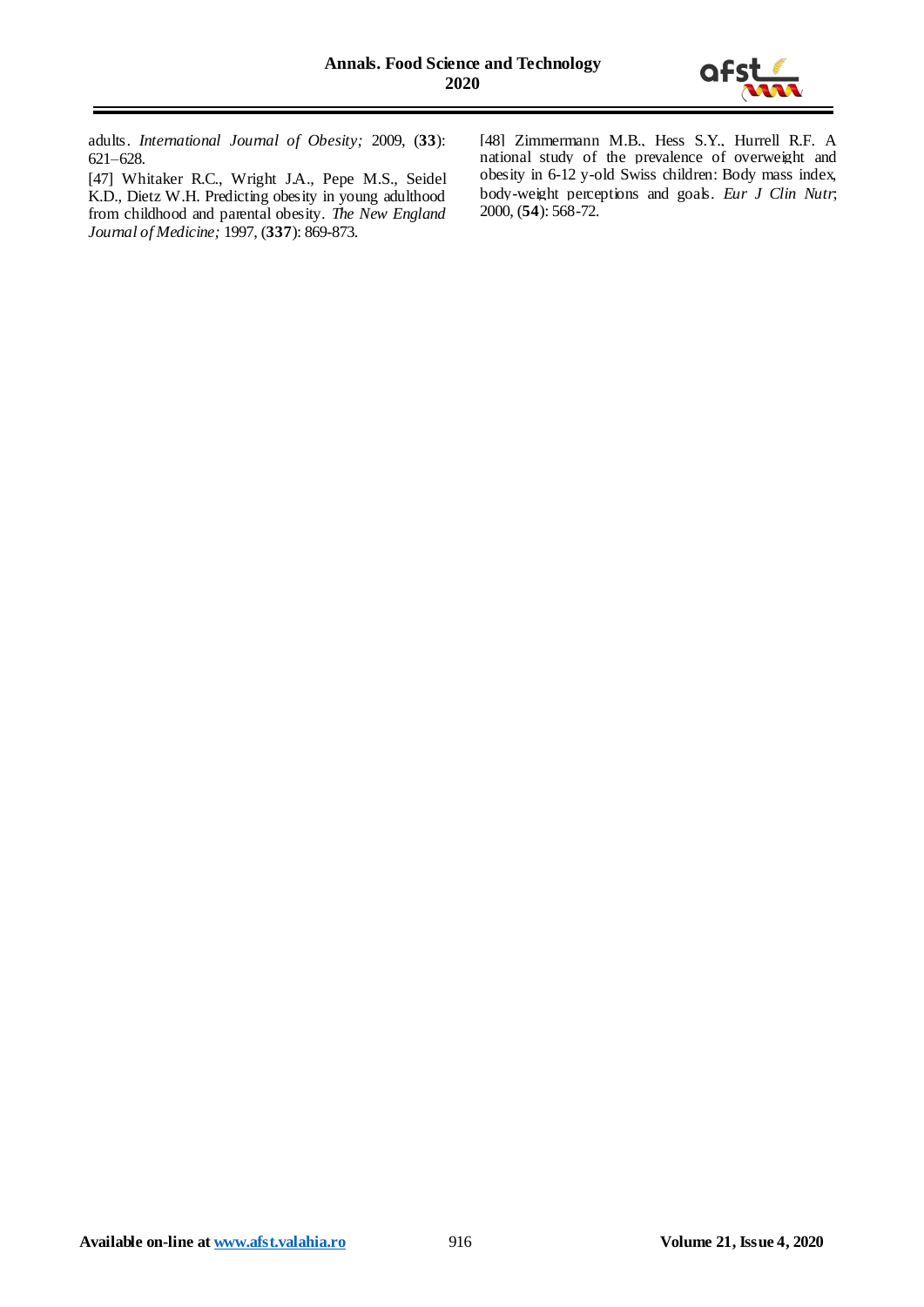adults. *International Journal of Obesity;* 2009, (**33**): 621–628.

[47] Whitaker R.C., Wright J.A., Pepe M.S., Seidel K.D., Dietz W.H. Predicting obesity in young adulthood from childhood and parental obesity. *The New England Journal of Medicine;* 1997, (**337**): 869-873.

[48] Zimmermann M.B., Hess S.Y., Hurrell R.F. A national study of the prevalence of overweight and obesity in 6-12 y-old Swiss children: Body mass index, body-weight perceptions and goals. *Eur J Clin Nutr*; 2000, (**54**): 568-72.